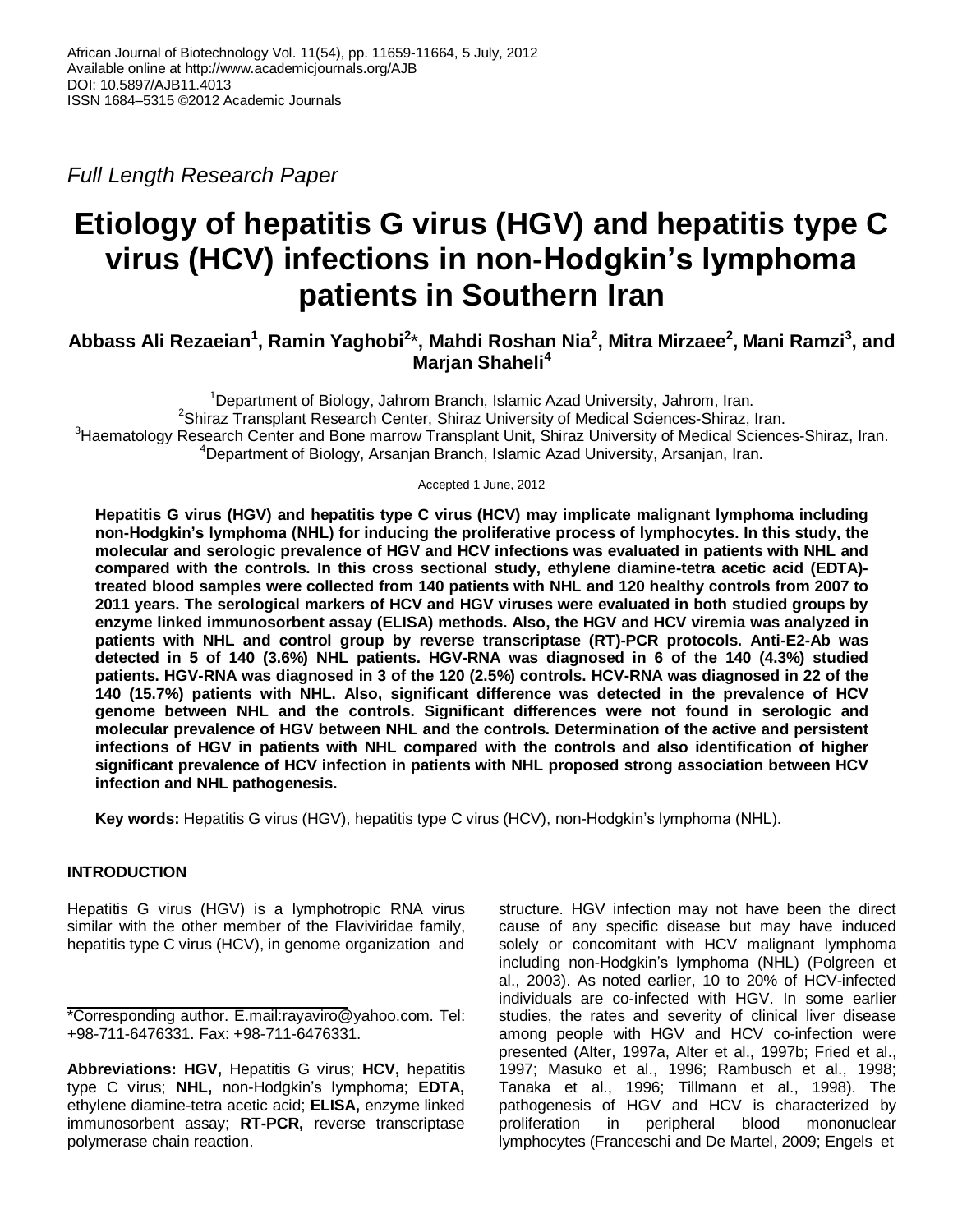African Journal of Biotechnology Vol. 11(54), pp. 11659-11664, 5 July, 2012
Available online at http://www.academicjournals.org/AJB
DOI: 10.5897/AJB11.4013
ISSN 1684–5315 ©2012 Academic Journals

*Full Length Research Paper*

# Etiology of hepatitis G virus (HGV) and hepatitis type C virus (HCV) infections in non-Hodgkin's lymphoma patients in Southern Iran

**Abbass Ali Rezaeian[1], Ramin Yaghobi[2]*, Mahdi Roshan Nia[2], Mitra Mirzaee[2], Mani Ramzi[3], and Marjan Shaheli[4]**

[1]Department of Biology, Jahrom Branch, Islamic Azad University, Jahrom, Iran.
[2]Shiraz Transplant Research Center, Shiraz University of Medical Sciences-Shiraz, Iran.
[3]Haematology Research Center and Bone marrow Transplant Unit, Shiraz University of Medical Sciences-Shiraz, Iran.
[4]Department of Biology, Arsanjan Branch, Islamic Azad University, Arsanjan, Iran.

Accepted 1 June, 2012

**Hepatitis G virus (HGV) and hepatitis type C virus (HCV) may implicate malignant lymphoma including non-Hodgkin's lymphoma (NHL) for inducing the proliferative process of lymphocytes. In this study, the molecular and serologic prevalence of HGV and HCV infections was evaluated in patients with NHL and compared with the controls. In this cross sectional study, ethylene diamine-tetra acetic acid (EDTA)-treated blood samples were collected from 140 patients with NHL and 120 healthy controls from 2007 to 2011 years. The serological markers of HCV and HGV viruses were evaluated in both studied groups by enzyme linked immunosorbent assay (ELISA) methods. Also, the HGV and HCV viremia was analyzed in patients with NHL and control group by reverse transcriptase (RT)-PCR protocols. Anti-E2-Ab was detected in 5 of 140 (3.6%) NHL patients. HGV-RNA was diagnosed in 6 of the 140 (4.3%) studied patients. HGV-RNA was diagnosed in 3 of the 120 (2.5%) controls. HCV-RNA was diagnosed in 22 of the 140 (15.7%) patients with NHL. Also, significant difference was detected in the prevalence of HCV genome between NHL and the controls. Significant differences were not found in serologic and molecular prevalence of HGV between NHL and the controls. Determination of the active and persistent infections of HGV in patients with NHL compared with the controls and also identification of higher significant prevalence of HCV infection in patients with NHL proposed strong association between HCV infection and NHL pathogenesis.**

**Key words:** Hepatitis G virus (HGV), hepatitis type C virus (HCV), non-Hodgkin's lymphoma (NHL).

## INTRODUCTION

Hepatitis G virus (HGV) is a lymphotropic RNA virus similar with the other member of the Flaviviridae family, hepatitis type C virus (HCV), in genome organization and structure. HGV infection may not have been the direct cause of any specific disease but may have induced solely or concomitant with HCV malignant lymphoma including non-Hodgkin's lymphoma (NHL) (Polgreen et al., 2003). As noted earlier, 10 to 20% of HCV-infected individuals are co-infected with HGV. In some earlier studies, the rates and severity of clinical liver disease among people with HGV and HCV co-infection were presented (Alter, 1997a, Alter et al., 1997b; Fried et al., 1997; Masuko et al., 1996; Rambusch et al., 1998; Tanaka et al., 1996; Tillmann et al., 1998). The pathogenesis of HGV and HCV is characterized by proliferation in peripheral blood mononuclear lymphocytes (Franceschi and De Martel, 2009; Engels et

*Corresponding author. E.mail:rayaviro@yahoo.com. Tel: +98-711-6476331. Fax: +98-711-6476331.

**Abbreviations: HGV,** Hepatitis G virus; **HCV,** hepatitis type C virus; **NHL,** non-Hodgkin's lymphoma; **EDTA,** ethylene diamine-tetra acetic acid; **ELISA,** enzyme linked immunosorbent assay; **RT-PCR,** reverse transcriptase polymerase chain reaction.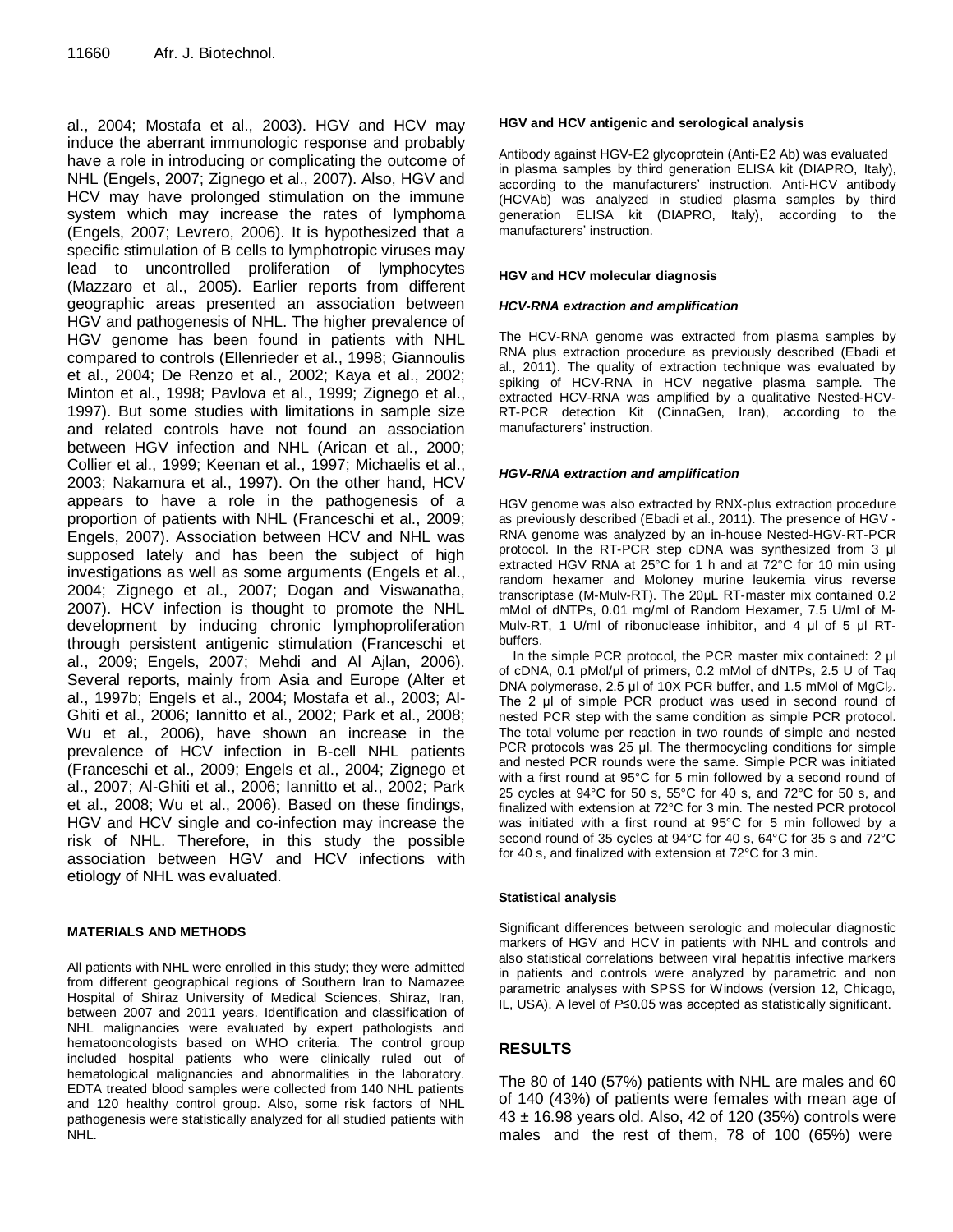al., 2004; Mostafa et al., 2003). HGV and HCV may induce the aberrant immunologic response and probably have a role in introducing or complicating the outcome of NHL (Engels, 2007; Zignego et al., 2007). Also, HGV and HCV may have prolonged stimulation on the immune system which may increase the rates of lymphoma (Engels, 2007; Levrero, 2006). It is hypothesized that a specific stimulation of B cells to lymphotropic viruses may lead to uncontrolled proliferation of lymphocytes (Mazzaro et al., 2005). Earlier reports from different geographic areas presented an association between HGV and pathogenesis of NHL. The higher prevalence of HGV genome has been found in patients with NHL compared to controls (Ellenrieder et al., 1998; Giannoulis et al., 2004; De Renzo et al., 2002; Kaya et al., 2002; Minton et al., 1998; Pavlova et al., 1999; Zignego et al., 1997). But some studies with limitations in sample size and related controls have not found an association between HGV infection and NHL (Arican et al., 2000; Collier et al., 1999; Keenan et al., 1997; Michaelis et al., 2003; Nakamura et al., 1997). On the other hand, HCV appears to have a role in the pathogenesis of a proportion of patients with NHL (Franceschi et al., 2009; Engels, 2007). Association between HCV and NHL was supposed lately and has been the subject of high investigations as well as some arguments (Engels et al., 2004; Zignego et al., 2007; Dogan and Viswanatha, 2007). HCV infection is thought to promote the NHL development by inducing chronic lymphoproliferation through persistent antigenic stimulation (Franceschi et al., 2009; Engels, 2007; Mehdi and Al Ajlan, 2006). Several reports, mainly from Asia and Europe (Alter et al., 1997b; Engels et al., 2004; Mostafa et al., 2003; Al-Ghiti et al., 2006; Iannitto et al., 2002; Park et al., 2008; Wu et al., 2006), have shown an increase in the prevalence of HCV infection in B-cell NHL patients (Franceschi et al., 2009; Engels et al., 2004; Zignego et al., 2007; Al-Ghiti et al., 2006; Iannitto et al., 2002; Park et al., 2008; Wu et al., 2006). Based on these findings, HGV and HCV single and co-infection may increase the risk of NHL. Therefore, in this study the possible association between HGV and HCV infections with etiology of NHL was evaluated.

## MATERIALS AND METHODS

All patients with NHL were enrolled in this study; they were admitted from different geographical regions of Southern Iran to Namazee Hospital of Shiraz University of Medical Sciences, Shiraz, Iran, between 2007 and 2011 years. Identification and classification of NHL malignancies were evaluated by expert pathologists and hematooncologists based on WHO criteria. The control group included hospital patients who were clinically ruled out of hematological malignancies and abnormalities in the laboratory. EDTA treated blood samples were collected from 140 NHL patients and 120 healthy control group. Also, some risk factors of NHL pathogenesis were statistically analyzed for all studied patients with NHL.

### HGV and HCV antigenic and serological analysis

Antibody against HGV-E2 glycoprotein (Anti-E2 Ab) was evaluated in plasma samples by third generation ELISA kit (DIAPRO, Italy), according to the manufacturers' instruction. Anti-HCV antibody (HCVAb) was analyzed in studied plasma samples by third generation ELISA kit (DIAPRO, Italy), according to the manufacturers' instruction.

### HGV and HCV molecular diagnosis

#### *HCV-RNA extraction and amplification*

The HCV-RNA genome was extracted from plasma samples by RNA plus extraction procedure as previously described (Ebadi et al., 2011). The quality of extraction technique was evaluated by spiking of HCV-RNA in HCV negative plasma sample. The extracted HCV-RNA was amplified by a qualitative Nested-HCV-RT-PCR detection Kit (CinnaGen, Iran), according to the manufacturers' instruction.

#### *HGV-RNA extraction and amplification*

HGV genome was also extracted by RNX-plus extraction procedure as previously described (Ebadi et al., 2011). The presence of HGV -RNA genome was analyzed by an in-house Nested-HGV-RT-PCR protocol. In the RT-PCR step cDNA was synthesized from 3 µl extracted HGV RNA at 25°C for 1 h and at 72°C for 10 min using random hexamer and Moloney murine leukemia virus reverse transcriptase (M-Mulv-RT). The 20µL RT-master mix contained 0.2 mMol of dNTPs, 0.01 mg/ml of Random Hexamer, 7.5 U/ml of M-Mulv-RT, 1 U/ml of ribonuclease inhibitor, and 4 µl of 5 µl RT-buffers.

In the simple PCR protocol, the PCR master mix contained: 2 µl of cDNA, 0.1 pMol/µl of primers, 0.2 mMol of dNTPs, 2.5 U of Taq DNA polymerase, 2.5 µl of 10X PCR buffer, and 1.5 mMol of $MgCl_2$. The 2 µl of simple PCR product was used in second round of nested PCR step with the same condition as simple PCR protocol. The total volume per reaction in two rounds of simple and nested PCR protocols was 25 µl. The thermocycling conditions for simple and nested PCR rounds were the same. Simple PCR was initiated with a first round at 95°C for 5 min followed by a second round of 25 cycles at 94°C for 50 s, 55°C for 40 s, and 72°C for 50 s, and finalized with extension at 72°C for 3 min. The nested PCR protocol was initiated with a first round at 95°C for 5 min followed by a second round of 35 cycles at 94°C for 40 s, 64°C for 35 s and 72°C for 40 s, and finalized with extension at 72°C for 3 min.

### Statistical analysis

Significant differences between serologic and molecular diagnostic markers of HGV and HCV in patients with NHL and controls and also statistical correlations between viral hepatitis infective markers in patients and controls were analyzed by parametric and non parametric analyses with SPSS for Windows (version 12, Chicago, IL, USA). A level of $P \leq 0.05$ was accepted as statistically significant.

## RESULTS

The 80 of 140 (57%) patients with NHL are males and 60 of 140 (43%) of patients were females with mean age of 43 ± 16.98 years old. Also, 42 of 120 (35%) controls were males and the rest of them, 78 of 100 (65%) were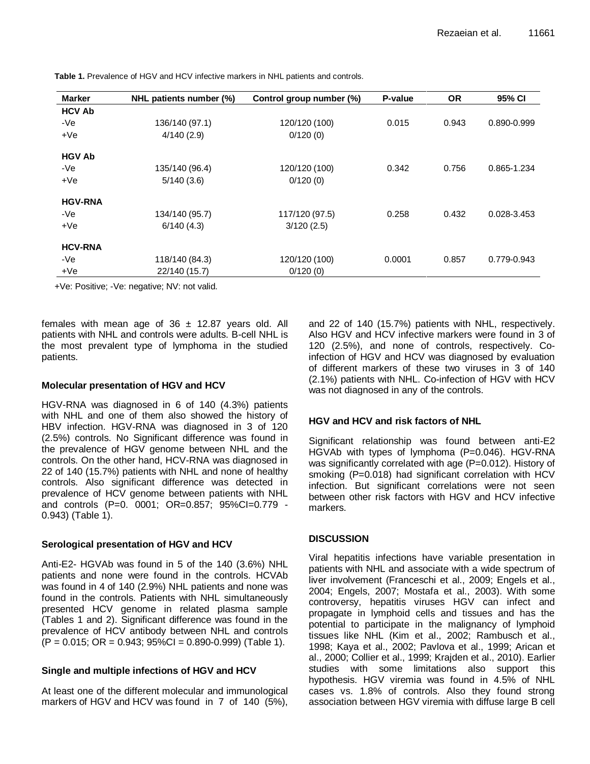**Table 1.** Prevalence of HGV and HCV infective markers in NHL patients and controls.

| Marker | NHL patients number (%) | Control group number (%) | P-value | OR | 95% CI |
|---|---|---|---|---|---|
| **HCV Ab** | | | | | |
| -Ve | 136/140 (97.1) | 120/120 (100) | 0.015 | 0.943 | 0.890-0.999 |
| +Ve | 4/140 (2.9) | 0/120 (0) | | | |
| **HGV Ab** | | | | | |
| -Ve | 135/140 (96.4) | 120/120 (100) | 0.342 | 0.756 | 0.865-1.234 |
| +Ve | 5/140 (3.6) | 0/120 (0) | | | |
| **HGV-RNA** | | | | | |
| -Ve | 134/140 (95.7) | 117/120 (97.5) | 0.258 | 0.432 | 0.028-3.453 |
| +Ve | 6/140 (4.3) | 3/120 (2.5) | | | |
| **HCV-RNA** | | | | | |
| -Ve | 118/140 (84.3) | 120/120 (100) | 0.0001 | 0.857 | 0.779-0.943 |
| +Ve | 22/140 (15.7) | 0/120 (0) | | | |

+Ve: Positive; -Ve: negative; NV: not valid.

females with mean age of 36 ± 12.87 years old. All patients with NHL and controls were adults. B-cell NHL is the most prevalent type of lymphoma in the studied patients.

### Molecular presentation of HGV and HCV

HGV-RNA was diagnosed in 6 of 140 (4.3%) patients with NHL and one of them also showed the history of HBV infection. HGV-RNA was diagnosed in 3 of 120 (2.5%) controls. No Significant difference was found in the prevalence of HGV genome between NHL and the controls. On the other hand, HCV-RNA was diagnosed in 22 of 140 (15.7%) patients with NHL and none of healthy controls. Also significant difference was detected in prevalence of HCV genome between patients with NHL and controls (P=0. 0001; OR=0.857; 95%CI=0.779 - 0.943) (Table 1).

### Serological presentation of HGV and HCV

Anti-E2- HGVAb was found in 5 of the 140 (3.6%) NHL patients and none were found in the controls. HCVAb was found in 4 of 140 (2.9%) NHL patients and none was found in the controls. Patients with NHL simultaneously presented HCV genome in related plasma sample (Tables 1 and 2). Significant difference was found in the prevalence of HCV antibody between NHL and controls (P = 0.015; OR = 0.943; 95%CI = 0.890-0.999) (Table 1).

### Single and multiple infections of HGV and HCV

At least one of the different molecular and immunological markers of HGV and HCV was found in 7 of 140 (5%), and 22 of 140 (15.7%) patients with NHL, respectively. Also HGV and HCV infective markers were found in 3 of 120 (2.5%), and none of controls, respectively. Co-infection of HGV and HCV was diagnosed by evaluation of different markers of these two viruses in 3 of 140 (2.1%) patients with NHL. Co-infection of HGV with HCV was not diagnosed in any of the controls.

### HGV and HCV and risk factors of NHL

Significant relationship was found between anti-E2 HGVAb with types of lymphoma (P=0.046). HGV-RNA was significantly correlated with age (P=0.012). History of smoking (P=0.018) had significant correlation with HCV infection. But significant correlations were not seen between other risk factors with HGV and HCV infective markers.

## DISCUSSION

Viral hepatitis infections have variable presentation in patients with NHL and associate with a wide spectrum of liver involvement (Franceschi et al., 2009; Engels et al., 2004; Engels, 2007; Mostafa et al., 2003). With some controversy, hepatitis viruses HGV can infect and propagate in lymphoid cells and tissues and has the potential to participate in the malignancy of lymphoid tissues like NHL (Kim et al., 2002; Rambusch et al., 1998; Kaya et al., 2002; Pavlova et al., 1999; Arican et al., 2000; Collier et al., 1999; Krajden et al., 2010). Earlier studies with some limitations also support this hypothesis. HGV viremia was found in 4.5% of NHL cases vs. 1.8% of controls. Also they found strong association between HGV viremia with diffuse large B cell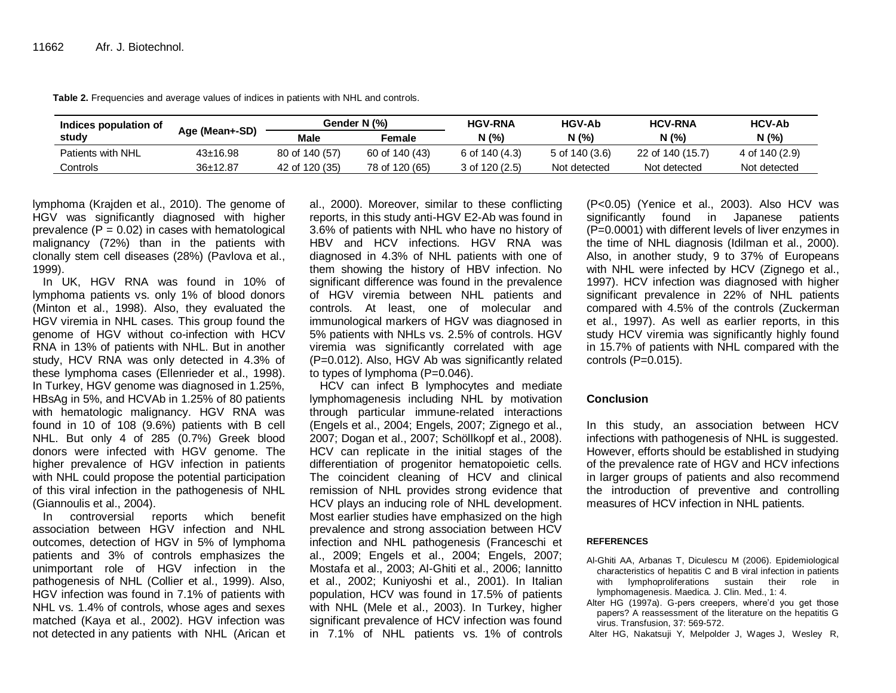**Table 2.** Frequencies and average values of indices in patients with NHL and controls.

| Indices population of study | Age (Mean+-SD) | Gender N (%) | | HGV-RNA | HGV-Ab | HCV-RNA | HCV-Ab |
|---|---|---|---|---|---|---|---|
| | | Male | Female | N (%) | N (%) | N (%) | N (%) |
| Patients with NHL | 43±16.98 | 80 of 140 (57) | 60 of 140 (43) | 6 of 140 (4.3) | 5 of 140 (3.6) | 22 of 140 (15.7) | 4 of 140 (2.9) |
| Controls | 36±12.87 | 42 of 120 (35) | 78 of 120 (65) | 3 of 120 (2.5) | Not detected | Not detected | Not detected |

lymphoma (Krajden et al., 2010). The genome of HGV was significantly diagnosed with higher prevalence ($P = 0.02$) in cases with hematological malignancy (72%) than in the patients with clonally stem cell diseases (28%) (Pavlova et al., 1999).

In UK, HGV RNA was found in 10% of lymphoma patients vs. only 1% of blood donors (Minton et al., 1998). Also, they evaluated the HGV viremia in NHL cases. This group found the genome of HGV without co-infection with HCV RNA in 13% of patients with NHL. But in another study, HCV RNA was only detected in 4.3% of these lymphoma cases (Ellenrieder et al., 1998). In Turkey, HGV genome was diagnosed in 1.25%, HBsAg in 5%, and HCVAb in 1.25% of 80 patients with hematologic malignancy. HGV RNA was found in 10 of 108 (9.6%) patients with B cell NHL. But only 4 of 285 (0.7%) Greek blood donors were infected with HGV genome. The higher prevalence of HGV infection in patients with NHL could propose the potential participation of this viral infection in the pathogenesis of NHL (Giannoulis et al., 2004).

In controversial reports which benefit association between HGV infection and NHL outcomes, detection of HGV in 5% of lymphoma patients and 3% of controls emphasizes the unimportant role of HGV infection in the pathogenesis of NHL (Collier et al., 1999). Also, HGV infection was found in 7.1% of patients with NHL vs. 1.4% of controls, whose ages and sexes matched (Kaya et al., 2002). HGV infection was not detected in any patients with NHL (Arican et al., 2000). Moreover, similar to these conflicting reports, in this study anti-HGV E2-Ab was found in 3.6% of patients with NHL who have no history of HBV and HCV infections. HGV RNA was diagnosed in 4.3% of NHL patients with one of them showing the history of HBV infection. No significant difference was found in the prevalence of HGV viremia between NHL patients and controls. At least, one of molecular and immunological markers of HGV was diagnosed in 5% patients with NHLs vs. 2.5% of controls. HGV viremia was significantly correlated with age ($P=0.012$). Also, HGV Ab was significantly related to types of lymphoma ($P=0.046$).

HCV can infect B lymphocytes and mediate lymphomagenesis including NHL by motivation through particular immune-related interactions (Engels et al., 2004; Engels, 2007; Zignego et al., 2007; Dogan et al., 2007; Schöllkopf et al., 2008). HCV can replicate in the initial stages of the differentiation of progenitor hematopoietic cells. The coincident cleaning of HCV and clinical remission of NHL provides strong evidence that HCV plays an inducing role of NHL development. Most earlier studies have emphasized on the high prevalence and strong association between HCV infection and NHL pathogenesis (Franceschi et al., 2009; Engels et al., 2004; Engels, 2007; Mostafa et al., 2003; Al-Ghiti et al., 2006; Iannitto et al., 2002; Kuniyoshi et al., 2001). In Italian population, HCV was found in 17.5% of patients with NHL (Mele et al., 2003). In Turkey, higher significant prevalence of HCV infection was found in 7.1% of NHL patients vs. 1% of controls ($P<0.05$) (Yenice et al., 2003). Also HCV was significantly found in Japanese patients ($P=0.0001$) with different levels of liver enzymes in the time of NHL diagnosis (Idilman et al., 2000). Also, in another study, 9 to 37% of Europeans with NHL were infected by HCV (Zignego et al., 1997). HCV infection was diagnosed with higher significant prevalence in 22% of NHL patients compared with 4.5% of the controls (Zuckerman et al., 1997). As well as earlier reports, in this study HCV viremia was significantly highly found in 15.7% of patients with NHL compared with the controls ($P=0.015$).

## Conclusion

In this study, an association between HCV infections with pathogenesis of NHL is suggested. However, efforts should be established in studying of the prevalence rate of HGV and HCV infections in larger groups of patients and also recommend the introduction of preventive and controlling measures of HCV infection in NHL patients.

## REFERENCES

Al-Ghiti AA, Arbanas T, Diculescu M (2006). Epidemiological characteristics of hepatitis C and B viral infection in patients with lymphoproliferations sustain their role in lymphomagenesis. Maedica. J. Clin. Med., 1: 4.

Alter HG (1997a). G-pers creepers, where'd you get those papers? A reassessment of the literature on the hepatitis G virus. Transfusion, 37: 569-572.

Alter HG, Nakatsuji Y, Melpolder J, Wages J, Wesley R,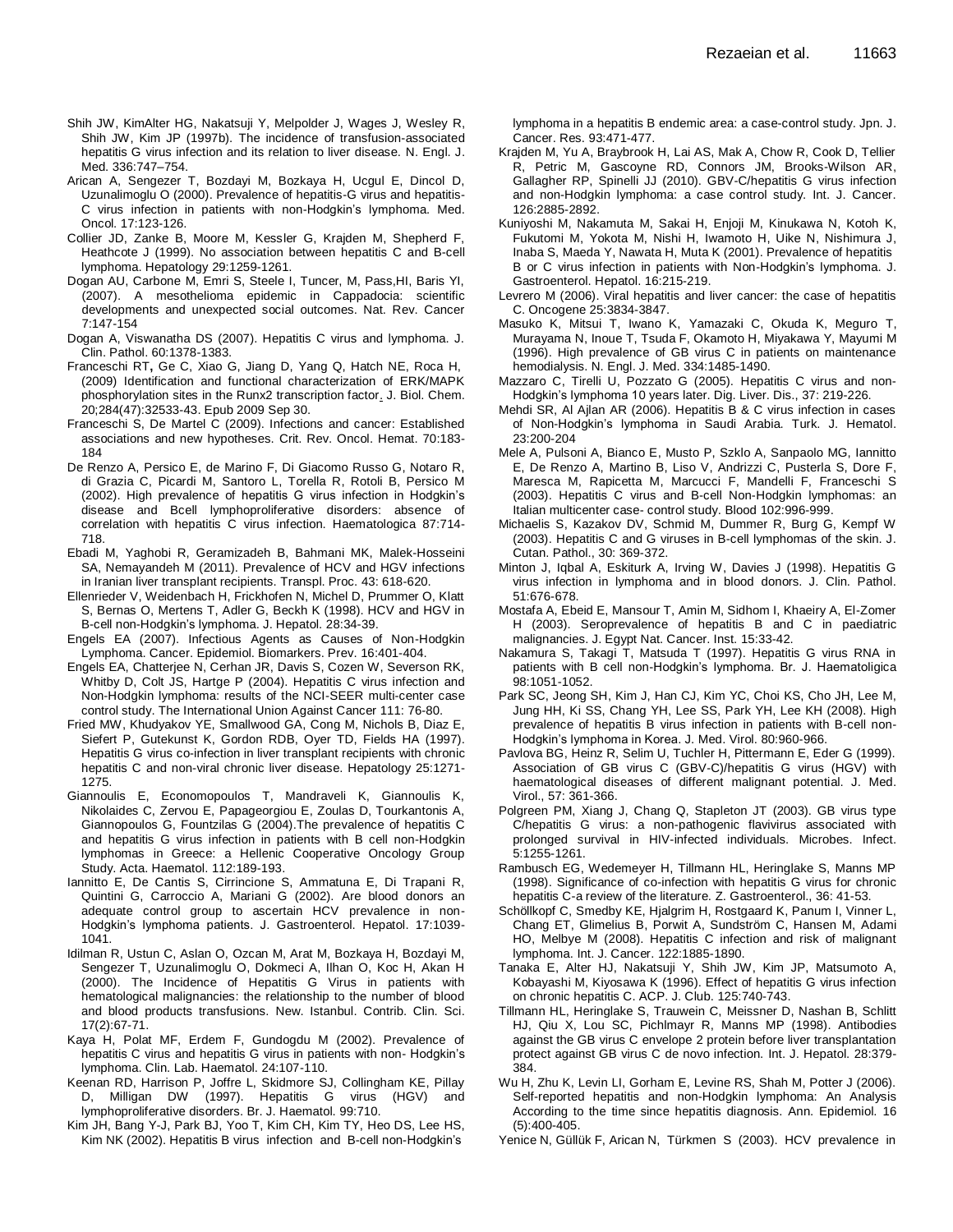Shih JW, KimAlter HG, Nakatsuji Y, Melpolder J, Wages J, Wesley R, Shih JW, Kim JP (1997b). The incidence of transfusion-associated hepatitis G virus infection and its relation to liver disease. N. Engl. J. Med. 336:747–754.

Arican A, Sengezer T, Bozdayi M, Bozkaya H, Ucgul E, Dincol D, Uzunalimoglu O (2000). Prevalence of hepatitis-G virus and hepatitis-C virus infection in patients with non-Hodgkin's lymphoma. Med. Oncol. 17:123-126.

Collier JD, Zanke B, Moore M, Kessler G, Krajden M, Shepherd F, Heathcote J (1999). No association between hepatitis C and B-cell lymphoma. Hepatology 29:1259-1261.

Dogan AU, Carbone M, Emri S, Steele I, Tuncer, M, Pass,HI, Baris YI, (2007). A mesothelioma epidemic in Cappadocia: scientific developments and unexpected social outcomes. Nat. Rev. Cancer 7:147-154

Dogan A, Viswanatha DS (2007). Hepatitis C virus and lymphoma. J. Clin. Pathol. 60:1378-1383.

Franceschi RT, Ge C, Xiao G, Jiang D, Yang Q, Hatch NE, Roca H, (2009) Identification and functional characterization of ERK/MAPK phosphorylation sites in the Runx2 transcription factor. J. Biol. Chem. 20;284(47):32533-43. Epub 2009 Sep 30.

Franceschi S, De Martel C (2009). Infections and cancer: Established associations and new hypotheses. Crit. Rev. Oncol. Hemat. 70:183-184

De Renzo A, Persico E, de Marino F, Di Giacomo Russo G, Notaro R, di Grazia C, Picardi M, Santoro L, Torella R, Rotoli B, Persico M (2002). High prevalence of hepatitis G virus infection in Hodgkin's disease and Bcell lymphoproliferative disorders: absence of correlation with hepatitis C virus infection. Haematologica 87:714-718.

Ebadi M, Yaghobi R, Geramizadeh B, Bahmani MK, Malek-Hosseini SA, Nemayandeh M (2011). Prevalence of HCV and HGV infections in Iranian liver transplant recipients. Transpl. Proc. 43: 618-620.

Ellenrieder V, Weidenbach H, Frickhofen N, Michel D, Prummer O, Klatt S, Bernas O, Mertens T, Adler G, Beckh K (1998). HCV and HGV in B-cell non-Hodgkin's lymphoma. J. Hepatol. 28:34-39.

Engels EA (2007). Infectious Agents as Causes of Non-Hodgkin Lymphoma. Cancer. Epidemiol. Biomarkers. Prev. 16:401-404.

Engels EA, Chatterjee N, Cerhan JR, Davis S, Cozen W, Severson RK, Whitby D, Colt JS, Hartge P (2004). Hepatitis C virus infection and Non-Hodgkin lymphoma: results of the NCI-SEER multi-center case control study. The International Union Against Cancer 111: 76-80.

Fried MW, Khudyakov YE, Smallwood GA, Cong M, Nichols B, Diaz E, Siefert P, Gutekunst K, Gordon RDB, Oyer TD, Fields HA (1997). Hepatitis G virus co-infection in liver transplant recipients with chronic hepatitis C and non-viral chronic liver disease. Hepatology 25:1271-1275.

Giannoulis E, Economopoulos T, Mandraveli K, Giannoulis K, Nikolaides C, Zervou E, Papageorgiou E, Zoulas D, Tourkantonis A, Giannopoulos G, Fountzilas G (2004).The prevalence of hepatitis C and hepatitis G virus infection in patients with B cell non-Hodgkin lymphomas in Greece: a Hellenic Cooperative Oncology Group Study. Acta. Haematol. 112:189-193.

Iannitto E, De Cantis S, Cirrincione S, Ammatuna E, Di Trapani R, Quintini G, Carroccio A, Mariani G (2002). Are blood donors an adequate control group to ascertain HCV prevalence in non-Hodgkin's lymphoma patients. J. Gastroenterol. Hepatol. 17:1039-1041.

Idilman R, Ustun C, Aslan O, Ozcan M, Arat M, Bozkaya H, Bozdayi M, Sengezer T, Uzunalimoglu O, Dokmeci A, Ilhan O, Koc H, Akan H (2000). The Incidence of Hepatitis G Virus in patients with hematological malignancies: the relationship to the number of blood and blood products transfusions. New. Istanbul. Contrib. Clin. Sci. 17(2):67-71.

Kaya H, Polat MF, Erdem F, Gundogdu M (2002). Prevalence of hepatitis C virus and hepatitis G virus in patients with non- Hodgkin's lymphoma. Clin. Lab. Haematol. 24:107-110.

Keenan RD, Harrison P, Joffre L, Skidmore SJ, Collingham KE, Pillay D, Milligan DW (1997). Hepatitis G virus (HGV) and lymphoproliferative disorders. Br. J. Haematol. 99:710.

Kim JH, Bang Y-J, Park BJ, Yoo T, Kim CH, Kim TY, Heo DS, Lee HS, Kim NK (2002). Hepatitis B virus infection and B-cell non-Hodgkin's lymphoma in a hepatitis B endemic area: a case-control study. Jpn. J. Cancer. Res. 93:471-477.

Krajden M, Yu A, Braybrook H, Lai AS, Mak A, Chow R, Cook D, Tellier R, Petric M, Gascoyne RD, Connors JM, Brooks-Wilson AR, Gallagher RP, Spinelli JJ (2010). GBV-C/hepatitis G virus infection and non-Hodgkin lymphoma: a case control study. Int. J. Cancer. 126:2885-2892.

Kuniyoshi M, Nakamuta M, Sakai H, Enjoji M, Kinukawa N, Kotoh K, Fukutomi M, Yokota M, Nishi H, Iwamoto H, Uike N, Nishimura J, Inaba S, Maeda Y, Nawata H, Muta K (2001). Prevalence of hepatitis B or C virus infection in patients with Non-Hodgkin's lymphoma. J. Gastroenterol. Hepatol. 16:215-219.

Levrero M (2006). Viral hepatitis and liver cancer: the case of hepatitis C. Oncogene 25:3834-3847.

Masuko K, Mitsui T, Iwano K, Yamazaki C, Okuda K, Meguro T, Murayama N, Inoue T, Tsuda F, Okamoto H, Miyakawa Y, Mayumi M (1996). High prevalence of GB virus C in patients on maintenance hemodialysis. N. Engl. J. Med. 334:1485-1490.

Mazzaro C, Tirelli U, Pozzato G (2005). Hepatitis C virus and non-Hodgkin's lymphoma 10 years later. Dig. Liver. Dis., 37: 219-226.

Mehdi SR, Al Ajlan AR (2006). Hepatitis B & C virus infection in cases of Non-Hodgkin's lymphoma in Saudi Arabia. Turk. J. Hematol. 23:200-204

Mele A, Pulsoni A, Bianco E, Musto P, Szklo A, Sanpaolo MG, Iannitto E, De Renzo A, Martino B, Liso V, Andrizzi C, Pusterla S, Dore F, Maresca M, Rapicetta M, Marcucci F, Mandelli F, Franceschi S (2003). Hepatitis C virus and B-cell Non-Hodgkin lymphomas: an Italian multicenter case- control study. Blood 102:996-999.

Michaelis S, Kazakov DV, Schmid M, Dummer R, Burg G, Kempf W (2003). Hepatitis C and G viruses in B-cell lymphomas of the skin. J. Cutan. Pathol., 30: 369-372.

Minton J, Iqbal A, Eskiturk A, Irving W, Davies J (1998). Hepatitis G virus infection in lymphoma and in blood donors. J. Clin. Pathol. 51:676-678.

Mostafa A, Ebeid E, Mansour T, Amin M, Sidhom I, Khaeiry A, El-Zomer H (2003). Seroprevalence of hepatitis B and C in paediatric malignancies. J. Egypt Nat. Cancer. Inst. 15:33-42.

Nakamura S, Takagi T, Matsuda T (1997). Hepatitis G virus RNA in patients with B cell non-Hodgkin's lymphoma. Br. J. Haematoligica 98:1051-1052.

Park SC, Jeong SH, Kim J, Han CJ, Kim YC, Choi KS, Cho JH, Lee M, Jung HH, Ki SS, Chang YH, Lee SS, Park YH, Lee KH (2008). High prevalence of hepatitis B virus infection in patients with B-cell non-Hodgkin's lymphoma in Korea. J. Med. Virol. 80:960-966.

Pavlova BG, Heinz R, Selim U, Tuchler H, Pittermann E, Eder G (1999). Association of GB virus C (GBV-C)/hepatitis G virus (HGV) with haematological diseases of different malignant potential. J. Med. Virol., 57: 361-366.

Polgreen PM, Xiang J, Chang Q, Stapleton JT (2003). GB virus type C/hepatitis G virus: a non-pathogenic flavivirus associated with prolonged survival in HIV-infected individuals. Microbes. Infect. 5:1255-1261.

Rambusch EG, Wedemeyer H, Tillmann HL, Heringlake S, Manns MP (1998). Significance of co-infection with hepatitis G virus for chronic hepatitis C-a review of the literature. Z. Gastroenterol., 36: 41-53.

Schöllkopf C, Smedby KE, Hjalgrim H, Rostgaard K, Panum I, Vinner L, Chang ET, Glimelius B, Porwit A, Sundström C, Hansen M, Adami HO, Melbye M (2008). Hepatitis C infection and risk of malignant lymphoma. Int. J. Cancer. 122:1885-1890.

Tanaka E, Alter HJ, Nakatsuji Y, Shih JW, Kim JP, Matsumoto A, Kobayashi M, Kiyosawa K (1996). Effect of hepatitis G virus infection on chronic hepatitis C. ACP. J. Club. 125:740-743.

Tillmann HL, Heringlake S, Trauwein C, Meissner D, Nashan B, Schlitt HJ, Qiu X, Lou SC, Pichlmayr R, Manns MP (1998). Antibodies against the GB virus C envelope 2 protein before liver transplantation protect against GB virus C de novo infection. Int. J. Hepatol. 28:379-384.

Wu H, Zhu K, Levin LI, Gorham E, Levine RS, Shah M, Potter J (2006). Self-reported hepatitis and non-Hodgkin lymphoma: An Analysis According to the time since hepatitis diagnosis. Ann. Epidemiol. 16 (5):400-405.

Yenice N, Güllük F, Arican N, Türkmen S (2003). HCV prevalence in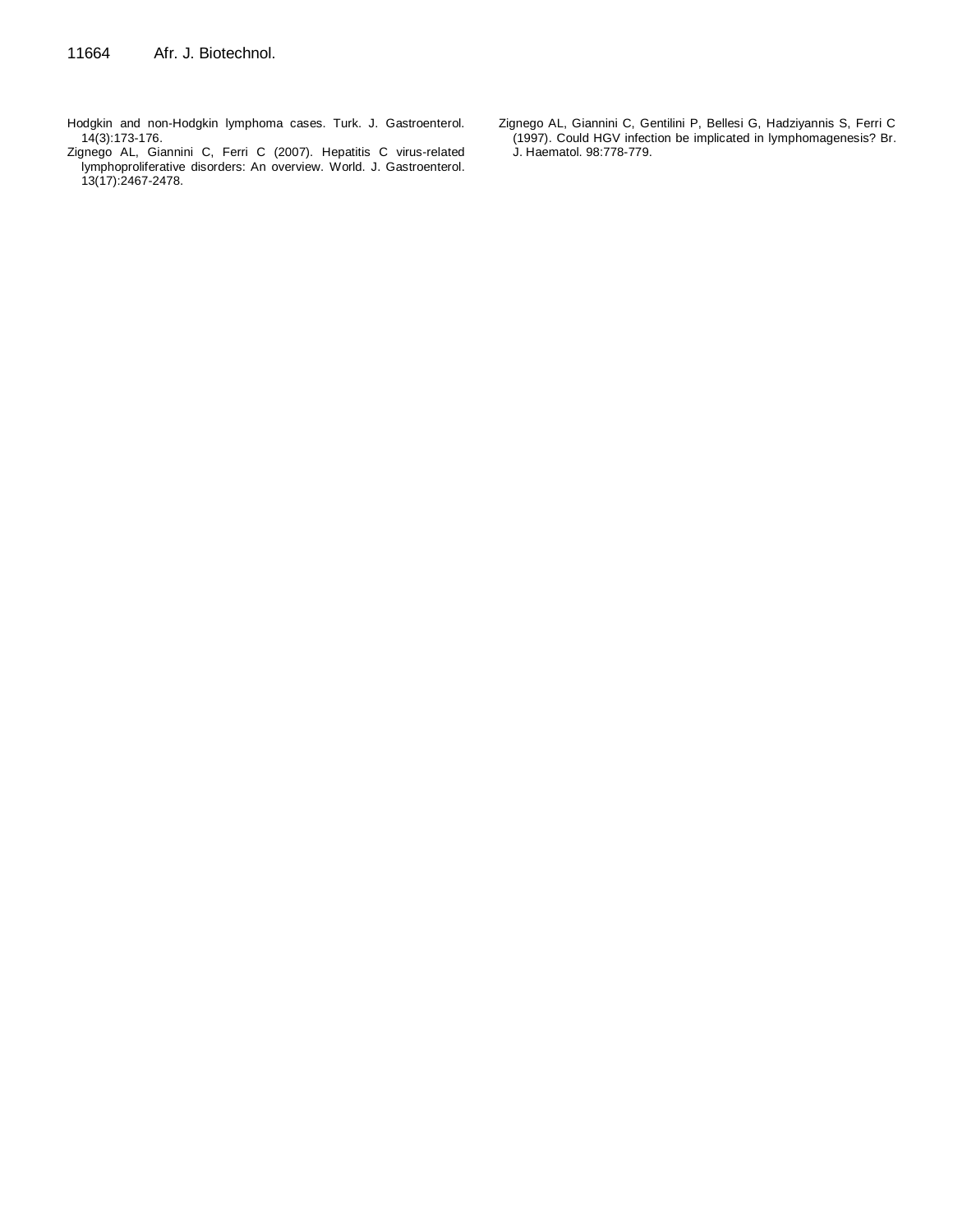Hodgkin and non-Hodgkin lymphoma cases. Turk. J. Gastroenterol. 14(3):173-176.

Zignego AL, Giannini C, Ferri C (2007). Hepatitis C virus-related lymphoproliferative disorders: An overview. World. J. Gastroenterol. 13(17):2467-2478.

Zignego AL, Giannini C, Gentilini P, Bellesi G, Hadziyannis S, Ferri C (1997). Could HGV infection be implicated in lymphomagenesis? Br. J. Haematol. 98:778-779.